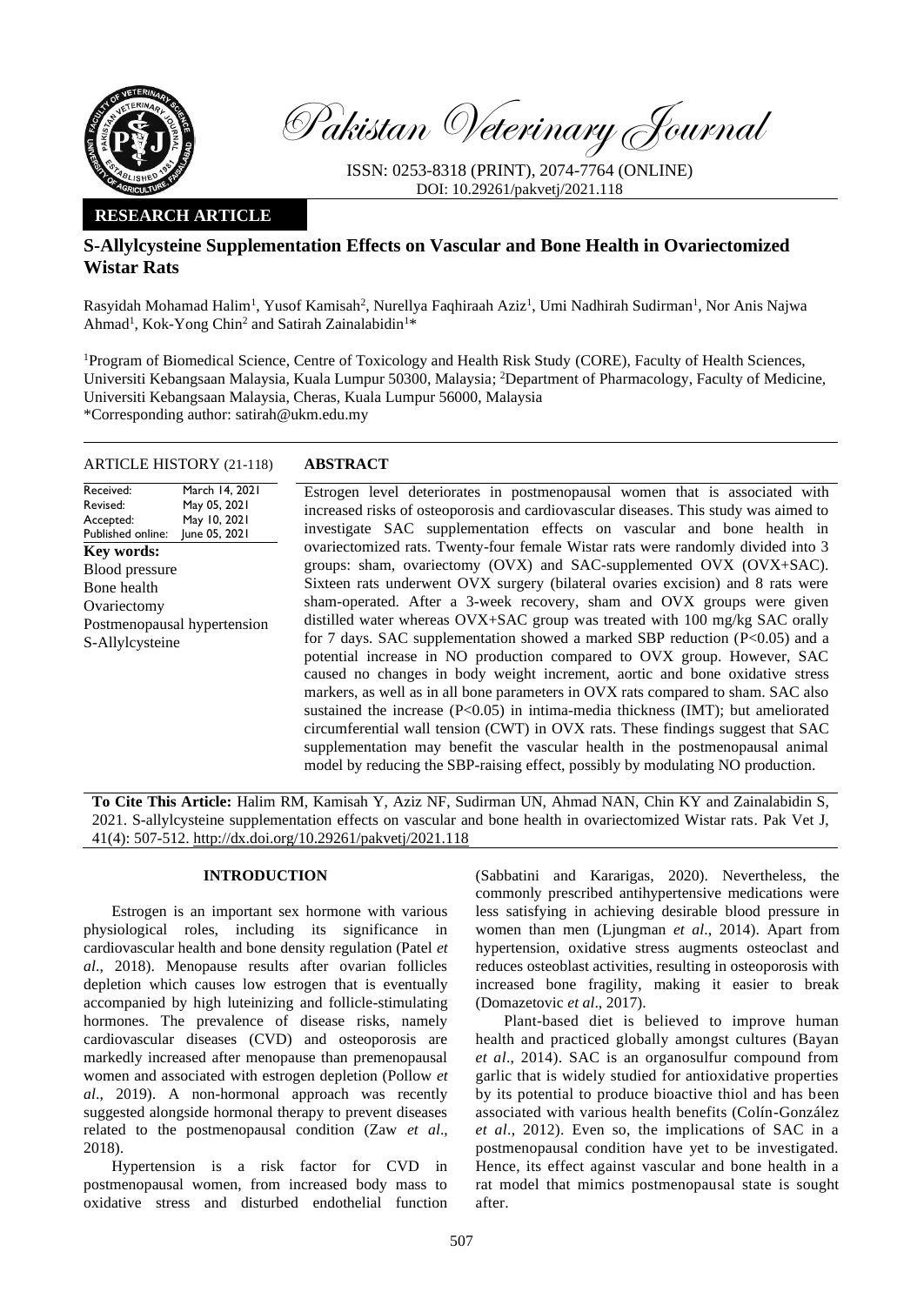Pakistan Veterinary Journal

ISSN: 0253-8318 (PRINT), 2074-7764 (ONLINE)
DOI: 10.29261/pakvetj/2021.118

**RESEARCH ARTICLE**

# S-Allylcysteine Supplementation Effects on Vascular and Bone Health in Ovariectomized Wistar Rats

Rasyidah Mohamad Halim[1], Yusof Kamisah[2], Nurellya Faqhiraah Aziz[1], Umi Nadhirah Sudirman[1], Nor Anis Najwa Ahmad[1], Kok-Yong Chin[2] and Satirah Zainalabidin[1]*

[1]Program of Biomedical Science, Centre of Toxicology and Health Risk Study (CORE), Faculty of Health Sciences, Universiti Kebangsaan Malaysia, Kuala Lumpur 50300, Malaysia; [2]Department of Pharmacology, Faculty of Medicine, Universiti Kebangsaan Malaysia, Cheras, Kuala Lumpur 56000, Malaysia
*Corresponding author: satirah@ukm.edu.my

**ARTICLE HISTORY** (21-118)

| | |
|---|---|
| Received: | March 14, 2021 |
| Revised: | May 05, 2021 |
| Accepted: | May 10, 2021 |
| Published online: | June 05, 2021 |

**Key words:**
Blood pressure
Bone health
Ovariectomy
Postmenopausal hypertension
S-Allylcysteine

## ABSTRACT

Estrogen level deteriorates in postmenopausal women that is associated with increased risks of osteoporosis and cardiovascular diseases. This study was aimed to investigate SAC supplementation effects on vascular and bone health in ovariectomized rats. Twenty-four female Wistar rats were randomly divided into 3 groups: sham, ovariectomy (OVX) and SAC-supplemented OVX (OVX+SAC). Sixteen rats underwent OVX surgery (bilateral ovaries excision) and 8 rats were sham-operated. After a 3-week recovery, sham and OVX groups were given distilled water whereas OVX+SAC group was treated with 100 mg/kg SAC orally for 7 days. SAC supplementation showed a marked SBP reduction ($P<0.05$) and a potential increase in NO production compared to OVX group. However, SAC caused no changes in body weight increment, aortic and bone oxidative stress markers, as well as in all bone parameters in OVX rats compared to sham. SAC also sustained the increase ($P<0.05$) in intima-media thickness (IMT); but ameliorated circumferential wall tension (CWT) in OVX rats. These findings suggest that SAC supplementation may benefit the vascular health in the postmenopausal animal model by reducing the SBP-raising effect, possibly by modulating NO production.

**To Cite This Article:** Halim RM, Kamisah Y, Aziz NF, Sudirman UN, Ahmad NAN, Chin KY and Zainalabidin S, 2021. S-allylcysteine supplementation effects on vascular and bone health in ovariectomized Wistar rats. Pak Vet J, 41(4): 507-512. http://dx.doi.org/10.29261/pakvetj/2021.118

## INTRODUCTION

Estrogen is an important sex hormone with various physiological roles, including its significance in cardiovascular health and bone density regulation (Patel *et al*., 2018). Menopause results after ovarian follicles depletion which causes low estrogen that is eventually accompanied by high luteinizing and follicle-stimulating hormones. The prevalence of disease risks, namely cardiovascular diseases (CVD) and osteoporosis are markedly increased after menopause than premenopausal women and associated with estrogen depletion (Pollow *et al*., 2019). A non-hormonal approach was recently suggested alongside hormonal therapy to prevent diseases related to the postmenopausal condition (Zaw *et al*., 2018).

Hypertension is a risk factor for CVD in postmenopausal women, from increased body mass to oxidative stress and disturbed endothelial function (Sabbatini and Kararigas, 2020). Nevertheless, the commonly prescribed antihypertensive medications were less satisfying in achieving desirable blood pressure in women than men (Ljungman *et al*., 2014). Apart from hypertension, oxidative stress augments osteoclast and reduces osteoblast activities, resulting in osteoporosis with increased bone fragility, making it easier to break (Domazetovic *et al*., 2017).

Plant-based diet is believed to improve human health and practiced globally amongst cultures (Bayan *et al*., 2014). SAC is an organosulfur compound from garlic that is widely studied for antioxidative properties by its potential to produce bioactive thiol and has been associated with various health benefits (Colín-González *et al*., 2012). Even so, the implications of SAC in a postmenopausal condition have yet to be investigated. Hence, its effect against vascular and bone health in a rat model that mimics postmenopausal state is sought after.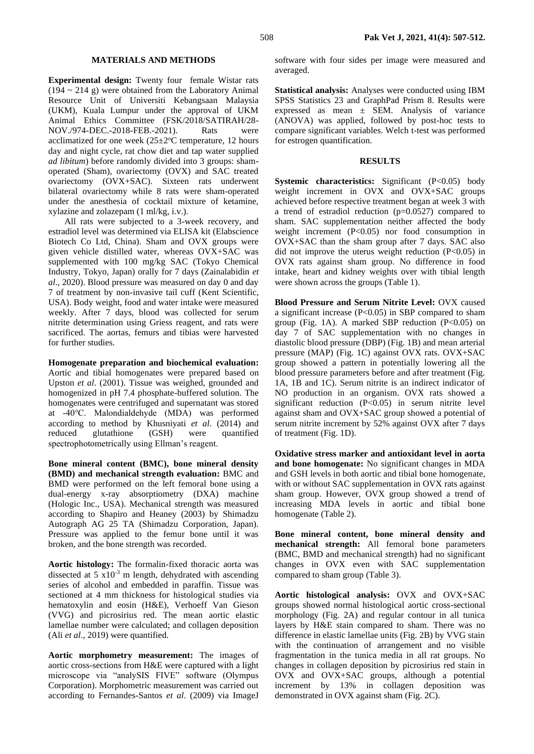## MATERIALS AND METHODS

**Experimental design:** Twenty four female Wistar rats (194 ~ 214 g) were obtained from the Laboratory Animal Resource Unit of Universiti Kebangsaan Malaysia (UKM), Kuala Lumpur under the approval of UKM Animal Ethics Committee (FSK/2018/SATIRAH/28-NOV./974-DEC.-2018-FEB.-2021). Rats were acclimatized for one week (25±2°C temperature, 12 hours day and night cycle, rat chow diet and tap water supplied *ad libitum*) before randomly divided into 3 groups: sham-operated (Sham), ovariectomy (OVX) and SAC treated ovariectomy (OVX+SAC). Sixteen rats underwent bilateral ovariectomy while 8 rats were sham-operated under the anesthesia of cocktail mixture of ketamine, xylazine and zolazepam (1 ml/kg, i.v.).

All rats were subjected to a 3-week recovery, and estradiol level was determined via ELISA kit (Elabscience Biotech Co Ltd, China). Sham and OVX groups were given vehicle distilled water, whereas OVX+SAC was supplemented with 100 mg/kg SAC (Tokyo Chemical Industry, Tokyo, Japan) orally for 7 days (Zainalabidin *et al*., 2020). Blood pressure was measured on day 0 and day 7 of treatment by non-invasive tail cuff (Kent Scientific, USA). Body weight, food and water intake were measured weekly. After 7 days, blood was collected for serum nitrite determination using Griess reagent, and rats were sacrificed. The aortas, femurs and tibias were harvested for further studies.

**Homogenate preparation and biochemical evaluation:** Aortic and tibial homogenates were prepared based on Upston *et al*. (2001). Tissue was weighed, grounded and homogenized in pH 7.4 phosphate-buffered solution. The homogenates were centrifuged and supernatant was stored at -40°C. Malondialdehyde (MDA) was performed according to method by Khusniyati *et al*. (2014) and reduced glutathione (GSH) were quantified spectrophotometrically using Ellman's reagent.

**Bone mineral content (BMC), bone mineral density (BMD) and mechanical strength evaluation:** BMC and BMD were performed on the left femoral bone using a dual-energy x-ray absorptiometry (DXA) machine (Hologic Inc., USA). Mechanical strength was measured according to Shapiro and Heaney (2003) by Shimadzu Autograph AG 25 TA (Shimadzu Corporation, Japan). Pressure was applied to the femur bone until it was broken, and the bone strength was recorded.

**Aortic histology:** The formalin-fixed thoracic aorta was dissected at $5 \times 10^{-3}$ m length, dehydrated with ascending series of alcohol and embedded in paraffin. Tissue was sectioned at 4 mm thickness for histological studies via hematoxylin and eosin (H&E), Verhoeff Van Gieson (VVG) and picrosirius red. The mean aortic elastic lamellae number were calculated; and collagen deposition (Ali *et al*., 2019) were quantified.

**Aortic morphometry measurement:** The images of aortic cross-sections from H&E were captured with a light microscope via "analySIS FIVE" software (Olympus Corporation). Morphometric measurement was carried out according to Fernandes-Santos *et al*. (2009) via ImageJ software with four sides per image were measured and averaged.

**Statistical analysis:** Analyses were conducted using IBM SPSS Statistics 23 and GraphPad Prism 8. Results were expressed as mean ± SEM. Analysis of variance (ANOVA) was applied, followed by post-hoc tests to compare significant variables. Welch t-test was performed for estrogen quantification.

## RESULTS

**Systemic characteristics:** Significant ($P<0.05$) body weight increment in OVX and OVX+SAC groups achieved before respective treatment began at week 3 with a trend of estradiol reduction ($p=0.0527$) compared to sham. SAC supplementation neither affected the body weight increment ($P<0.05$) nor food consumption in OVX+SAC than the sham group after 7 days. SAC also did not improve the uterus weight reduction ($P<0.05$) in OVX rats against sham group. No difference in food intake, heart and kidney weights over with tibial length were shown across the groups (Table 1).

**Blood Pressure and Serum Nitrite Level:** OVX caused a significant increase ($P<0.05$) in SBP compared to sham group (Fig. 1A). A marked SBP reduction ($P<0.05$) on day 7 of SAC supplementation with no changes in diastolic blood pressure (DBP) (Fig. 1B) and mean arterial pressure (MAP) (Fig. 1C) against OVX rats. OVX+SAC group showed a pattern in potentially lowering all the blood pressure parameters before and after treatment (Fig. 1A, 1B and 1C). Serum nitrite is an indirect indicator of NO production in an organism. OVX rats showed a significant reduction ($P<0.05$) in serum nitrite level against sham and OVX+SAC group showed a potential of serum nitrite increment by 52% against OVX after 7 days of treatment (Fig. 1D).

**Oxidative stress marker and antioxidant level in aorta and bone homogenate:** No significant changes in MDA and GSH levels in both aortic and tibial bone homogenate, with or without SAC supplementation in OVX rats against sham group. However, OVX group showed a trend of increasing MDA levels in aortic and tibial bone homogenate (Table 2).

**Bone mineral content, bone mineral density and mechanical strength:** All femoral bone parameters (BMC, BMD and mechanical strength) had no significant changes in OVX even with SAC supplementation compared to sham group (Table 3).

**Aortic histological analysis:** OVX and OVX+SAC groups showed normal histological aortic cross-sectional morphology (Fig. 2A) and regular contour in all tunica layers by H&E stain compared to sham. There was no difference in elastic lamellae units (Fig. 2B) by VVG stain with the continuation of arrangement and no visible fragmentation in the tunica media in all rat groups. No changes in collagen deposition by picrosirius red stain in OVX and OVX+SAC groups, although a potential increment by 13% in collagen deposition was demonstrated in OVX against sham (Fig. 2C).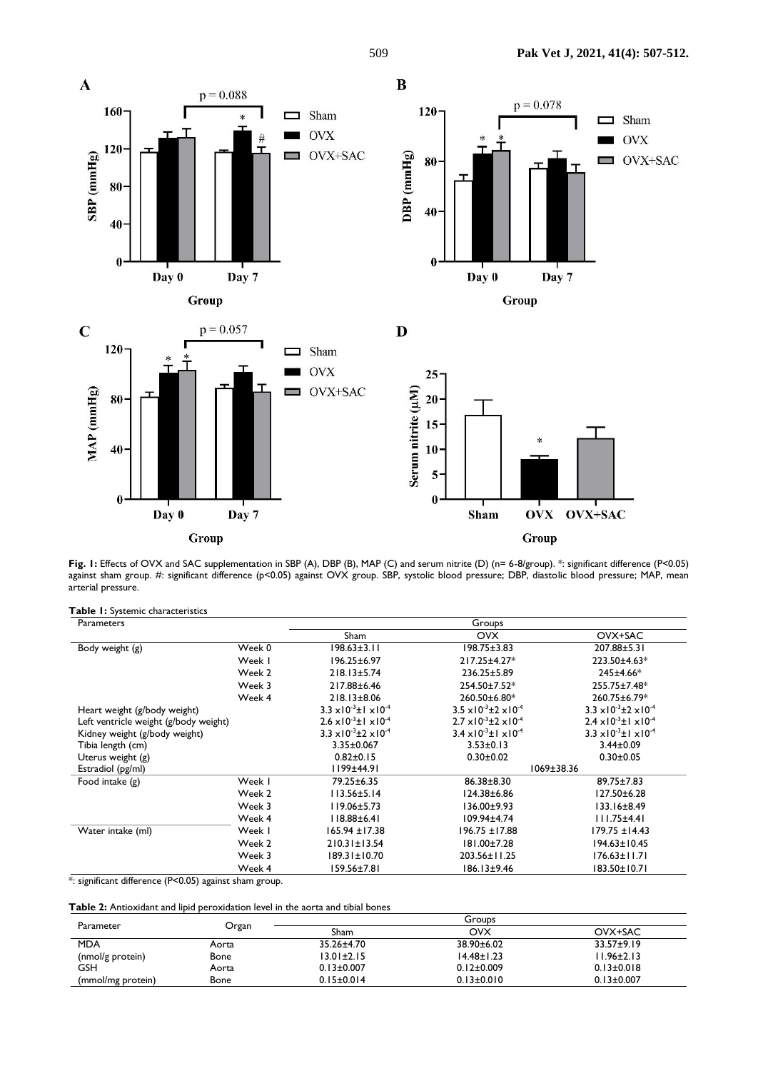**Fig. 1:** Effects of OVX and SAC supplementation in SBP (A), DBP (B), MAP (C) and serum nitrite (D) (n= 6-8/group). *: significant difference (P<0.05) against sham group. #: significant difference (p<0.05) against OVX group. SBP, systolic blood pressure; DBP, diastolic blood pressure; MAP, mean arterial pressure.

**Table 1:** Systemic characteristics

| Parameters | | Groups | | |
|---|---|---|---|---|
| | | Sham | OVX | OVX+SAC |
| Body weight (g) | Week 0 | 198.63±3.11 | 198.75±3.83 | 207.88±5.31 |
| | Week 1 | 196.25±6.97 | 217.25±4.27* | 223.50±4.63* |
| | Week 2 | 218.13±5.74 | 236.25±5.89 | 245±4.66* |
| | Week 3 | 217.88±6.46 | 254.50±7.52* | 255.75±7.48* |
| | Week 4 | 218.13±8.06 | 260.50±6.80* | 260.75±6.79* |
| Heart weight (g/body weight) | | $3.3 \times 10^{-3} \pm 1 \times 10^{-4}$ | $3.5 \times 10^{-3} \pm 2 \times 10^{-4}$ | $3.3 \times 10^{-3} \pm 2 \times 10^{-4}$ |
| Left ventricle weight (g/body weight) | | $2.6 \times 10^{-3} \pm 1 \times 10^{-4}$ | $2.7 \times 10^{-3} \pm 2 \times 10^{-4}$ | $2.4 \times 10^{-3} \pm 1 \times 10^{-4}$ |
| Kidney weight (g/body weight) | | $3.3 \times 10^{-3} \pm 2 \times 10^{-4}$ | $3.4 \times 10^{-3} \pm 1 \times 10^{-4}$ | $3.3 \times 10^{-3} \pm 1 \times 10^{-4}$ |
| Tibia length (cm) | | 3.35±0.067 | 3.53±0.13 | 3.44±0.09 |
| Uterus weight (g) | | 0.82±0.15 | 0.30±0.02 | 0.30±0.05 |
| Estradiol (pg/ml) | | 1199±44.91 | 1069±38.36 | |
| Food intake (g) | Week 1 | 79.25±6.35 | 86.38±8.30 | 89.75±7.83 |
| | Week 2 | 113.56±5.14 | 124.38±6.86 | 127.50±6.28 |
| | Week 3 | 119.06±5.73 | 136.00±9.93 | 133.16±8.49 |
| | Week 4 | 118.88±6.41 | 109.94±4.74 | 111.75±4.41 |
| Water intake (ml) | Week 1 | 165.94 ±17.38 | 196.75 ±17.88 | 179.75 ±14.43 |
| | Week 2 | 210.31±13.54 | 181.00±7.28 | 194.63±10.45 |
| | Week 3 | 189.31±10.70 | 203.56±11.25 | 176.63±11.71 |
| | Week 4 | 159.56±7.81 | 186.13±9.46 | 183.50±10.71 |

*: significant difference (P<0.05) against sham group.

**Table 2:** Antioxidant and lipid peroxidation level in the aorta and tibial bones

| Parameter | Organ | Groups | | |
|---|---|---|---|---|
| | | Sham | OVX | OVX+SAC |
| MDA | Aorta | 35.26±4.70 | 38.90±6.02 | 33.57±9.19 |
| (nmol/g protein) | Bone | 13.01±2.15 | 14.48±1.23 | 11.96±2.13 |
| GSH | Aorta | 0.13±0.007 | 0.12±0.009 | 0.13±0.018 |
| (mmol/mg protein) | Bone | 0.15±0.014 | 0.13±0.010 | 0.13±0.007 |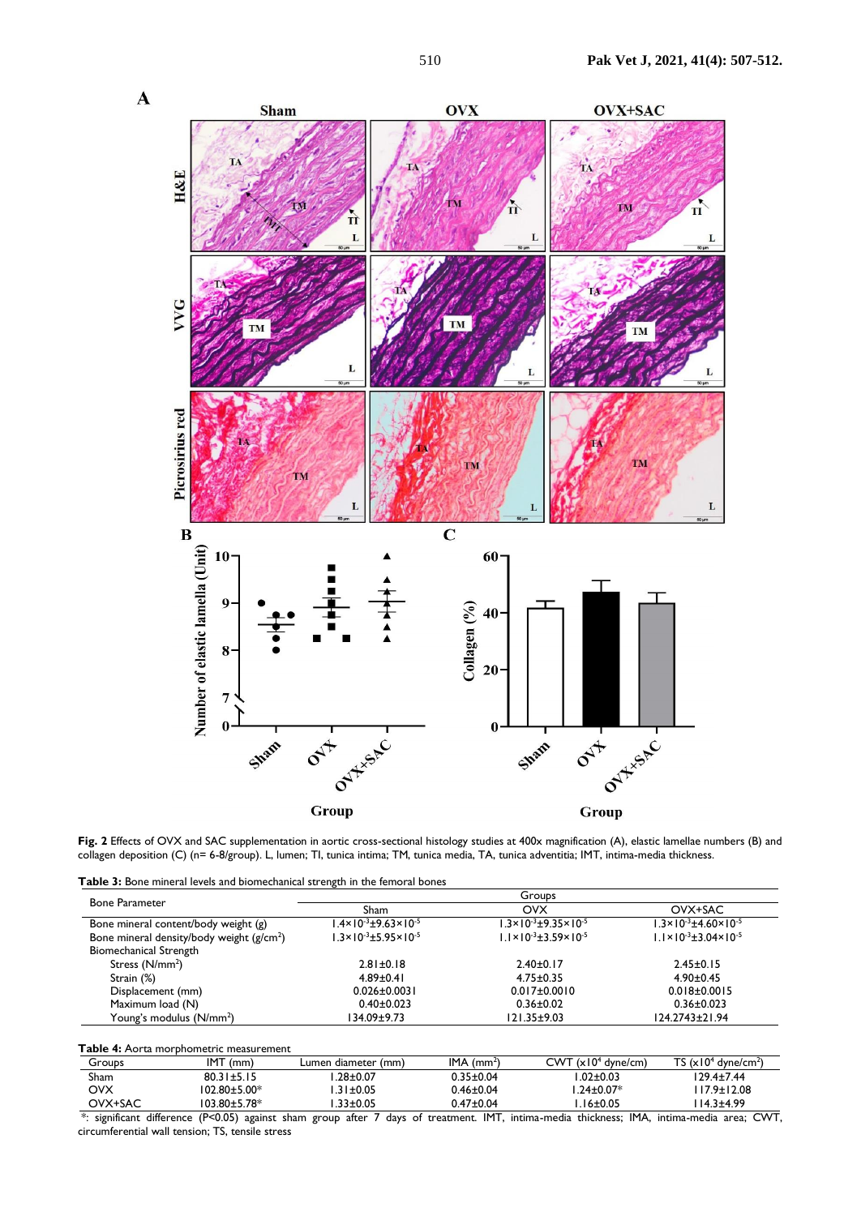**Fig. 2** Effects of OVX and SAC supplementation in aortic cross-sectional histology studies at 400x magnification (A), elastic lamellae numbers (B) and collagen deposition (C) (n= 6-8/group). L, lumen; TI, tunica intima; TM, tunica media, TA, tunica adventitia; IMT, intima-media thickness.

**Table 3:** Bone mineral levels and biomechanical strength in the femoral bones

| Bone Parameter | Groups | | |
|---|---|---|---|
| | Sham | OVX | OVX+SAC |
| Bone mineral content/body weight (g) | $1.4\times10^{-3}\pm9.63\times10^{-5}$ | $1.3\times10^{-3}\pm9.35\times10^{-5}$ | $1.3\times10^{-3}\pm4.60\times10^{-5}$ |
| Bone mineral density/body weight (g/cm$^2$) | $1.3\times10^{-3}\pm5.95\times10^{-5}$ | $1.1\times10^{-3}\pm3.59\times10^{-5}$ | $1.1\times10^{-3}\pm3.04\times10^{-5}$ |
| Biomechanical Strength | | | |
| Stress (N/mm$^2$) | 2.81±0.18 | 2.40±0.17 | 2.45±0.15 |
| Strain (%) | 4.89±0.41 | 4.75±0.35 | 4.90±0.45 |
| Displacement (mm) | 0.026±0.0031 | 0.017±0.0010 | 0.018±0.0015 |
| Maximum load (N) | 0.40±0.023 | 0.36±0.02 | 0.36±0.023 |
| Young's modulus (N/mm$^2$) | 134.09±9.73 | 121.35±9.03 | 124.2743±21.94 |

**Table 4:** Aorta morphometric measurement

| Groups | IMT (mm) | Lumen diameter (mm) | IMA (mm$^2$) | CWT (x10$^4$ dyne/cm) | TS (x10$^4$ dyne/cm$^2$) |
|---|---|---|---|---|---|
| Sham | 80.31±5.15 | 1.28±0.07 | 0.35±0.04 | 1.02±0.03 | 129.4±7.44 |
| OVX | 102.80±5.00* | 1.31±0.05 | 0.46±0.04 | 1.24±0.07* | 117.9±12.08 |
| OVX+SAC | 103.80±5.78* | 1.33±0.05 | 0.47±0.04 | 1.16±0.05 | 114.3±4.99 |

*: significant difference ($P<0.05$) against sham group after 7 days of treatment. IMT, intima-media thickness; IMA, intima-media area; CWT, circumferential wall tension; TS, tensile stress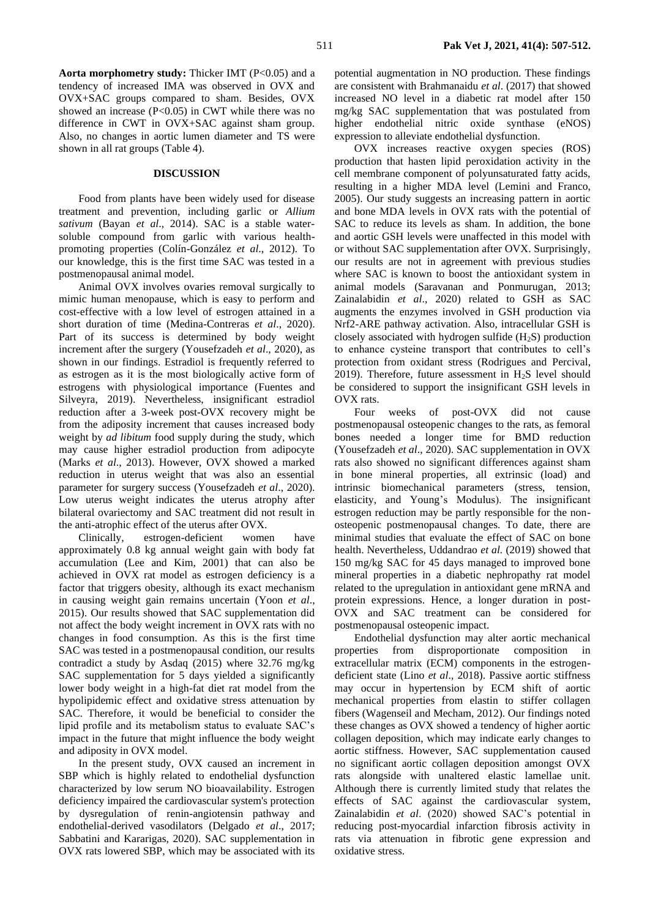**Aorta morphometry study:** Thicker IMT ($P<0.05$) and a tendency of increased IMA was observed in OVX and OVX+SAC groups compared to sham. Besides, OVX showed an increase ($P<0.05$) in CWT while there was no difference in CWT in OVX+SAC against sham group. Also, no changes in aortic lumen diameter and TS were shown in all rat groups (Table 4).

## DISCUSSION

Food from plants have been widely used for disease treatment and prevention, including garlic or *Allium sativum* (Bayan *et al*., 2014). SAC is a stable water-soluble compound from garlic with various health-promoting properties (Colín-González *et al*., 2012). To our knowledge, this is the first time SAC was tested in a postmenopausal animal model.

Animal OVX involves ovaries removal surgically to mimic human menopause, which is easy to perform and cost-effective with a low level of estrogen attained in a short duration of time (Medina-Contreras *et al*., 2020). Part of its success is determined by body weight increment after the surgery (Yousefzadeh *et al*., 2020), as shown in our findings. Estradiol is frequently referred to as estrogen as it is the most biologically active form of estrogens with physiological importance (Fuentes and Silveyra, 2019). Nevertheless, insignificant estradiol reduction after a 3-week post-OVX recovery might be from the adiposity increment that causes increased body weight by *ad libitum* food supply during the study, which may cause higher estradiol production from adipocyte (Marks *et al*., 2013). However, OVX showed a marked reduction in uterus weight that was also an essential parameter for surgery success (Yousefzadeh *et al*., 2020). Low uterus weight indicates the uterus atrophy after bilateral ovariectomy and SAC treatment did not result in the anti-atrophic effect of the uterus after OVX.

Clinically, estrogen-deficient women have approximately 0.8 kg annual weight gain with body fat accumulation (Lee and Kim, 2001) that can also be achieved in OVX rat model as estrogen deficiency is a factor that triggers obesity, although its exact mechanism in causing weight gain remains uncertain (Yoon *et al*., 2015). Our results showed that SAC supplementation did not affect the body weight increment in OVX rats with no changes in food consumption. As this is the first time SAC was tested in a postmenopausal condition, our results contradict a study by Asdaq (2015) where 32.76 mg/kg SAC supplementation for 5 days yielded a significantly lower body weight in a high-fat diet rat model from the hypolipidemic effect and oxidative stress attenuation by SAC. Therefore, it would be beneficial to consider the lipid profile and its metabolism status to evaluate SAC's impact in the future that might influence the body weight and adiposity in OVX model.

In the present study, OVX caused an increment in SBP which is highly related to endothelial dysfunction characterized by low serum NO bioavailability. Estrogen deficiency impaired the cardiovascular system's protection by dysregulation of renin-angiotensin pathway and endothelial-derived vasodilators (Delgado *et al*., 2017; Sabbatini and Kararigas, 2020). SAC supplementation in OVX rats lowered SBP, which may be associated with its potential augmentation in NO production. These findings are consistent with Brahmanaidu *et al*. (2017) that showed increased NO level in a diabetic rat model after 150 mg/kg SAC supplementation that was postulated from higher endothelial nitric oxide synthase (eNOS) expression to alleviate endothelial dysfunction.

OVX increases reactive oxygen species (ROS) production that hasten lipid peroxidation activity in the cell membrane component of polyunsaturated fatty acids, resulting in a higher MDA level (Lemini and Franco, 2005). Our study suggests an increasing pattern in aortic and bone MDA levels in OVX rats with the potential of SAC to reduce its levels as sham. In addition, the bone and aortic GSH levels were unaffected in this model with or without SAC supplementation after OVX. Surprisingly, our results are not in agreement with previous studies where SAC is known to boost the antioxidant system in animal models (Saravanan and Ponmurugan, 2013; Zainalabidin *et al*., 2020) related to GSH as SAC augments the enzymes involved in GSH production via Nrf2-ARE pathway activation. Also, intracellular GSH is closely associated with hydrogen sulfide ($H_2S$) production to enhance cysteine transport that contributes to cell's protection from oxidant stress (Rodrigues and Percival, 2019). Therefore, future assessment in $H_2S$ level should be considered to support the insignificant GSH levels in OVX rats.

Four weeks of post-OVX did not cause postmenopausal osteopenic changes to the rats, as femoral bones needed a longer time for BMD reduction (Yousefzadeh *et al*., 2020). SAC supplementation in OVX rats also showed no significant differences against sham in bone mineral properties, all extrinsic (load) and intrinsic biomechanical parameters (stress, tension, elasticity, and Young's Modulus). The insignificant estrogen reduction may be partly responsible for the non-osteopenic postmenopausal changes. To date, there are minimal studies that evaluate the effect of SAC on bone health. Nevertheless, Uddandrao *et al.* (2019) showed that 150 mg/kg SAC for 45 days managed to improved bone mineral properties in a diabetic nephropathy rat model related to the upregulation in antioxidant gene mRNA and protein expressions. Hence, a longer duration in post-OVX and SAC treatment can be considered for postmenopausal osteopenic impact.

Endothelial dysfunction may alter aortic mechanical properties from disproportionate composition in extracellular matrix (ECM) components in the estrogen-deficient state (Lino *et al*., 2018). Passive aortic stiffness may occur in hypertension by ECM shift of aortic mechanical properties from elastin to stiffer collagen fibers (Wagenseil and Mecham, 2012). Our findings noted these changes as OVX showed a tendency of higher aortic collagen deposition, which may indicate early changes to aortic stiffness. However, SAC supplementation caused no significant aortic collagen deposition amongst OVX rats alongside with unaltered elastic lamellae unit. Although there is currently limited study that relates the effects of SAC against the cardiovascular system, Zainalabidin *et al*. (2020) showed SAC's potential in reducing post-myocardial infarction fibrosis activity in rats via attenuation in fibrotic gene expression and oxidative stress.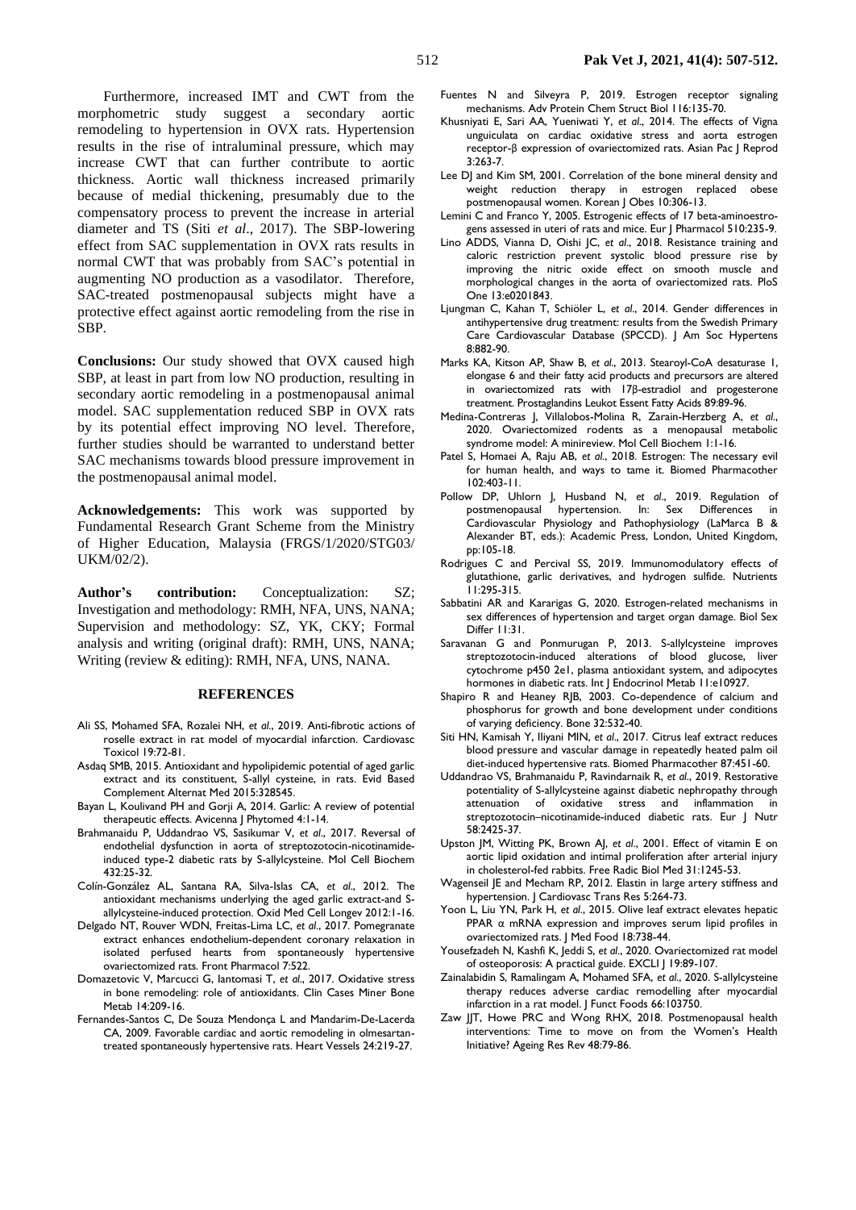Furthermore, increased IMT and CWT from the morphometric study suggest a secondary aortic remodeling to hypertension in OVX rats. Hypertension results in the rise of intraluminal pressure, which may increase CWT that can further contribute to aortic thickness. Aortic wall thickness increased primarily because of medial thickening, presumably due to the compensatory process to prevent the increase in arterial diameter and TS (Siti *et al*., 2017). The SBP-lowering effect from SAC supplementation in OVX rats results in normal CWT that was probably from SAC's potential in augmenting NO production as a vasodilator. Therefore, SAC-treated postmenopausal subjects might have a protective effect against aortic remodeling from the rise in SBP.

**Conclusions:** Our study showed that OVX caused high SBP, at least in part from low NO production, resulting in secondary aortic remodeling in a postmenopausal animal model. SAC supplementation reduced SBP in OVX rats by its potential effect improving NO level. Therefore, further studies should be warranted to understand better SAC mechanisms towards blood pressure improvement in the postmenopausal animal model.

**Acknowledgements:** This work was supported by Fundamental Research Grant Scheme from the Ministry of Higher Education, Malaysia (FRGS/1/2020/STG03/UKM/02/2).

**Author's contribution:** Conceptualization: SZ; Investigation and methodology: RMH, NFA, UNS, NANA; Supervision and methodology: SZ, YK, CKY; Formal analysis and writing (original draft): RMH, UNS, NANA; Writing (review & editing): RMH, NFA, UNS, NANA.

## REFERENCES

Ali SS, Mohamed SFA, Rozalei NH, *et al*., 2019. Anti-fibrotic actions of roselle extract in rat model of myocardial infarction. Cardiovasc Toxicol 19:72-81.

Asdaq SMB, 2015. Antioxidant and hypolipidemic potential of aged garlic extract and its constituent, S-allyl cysteine, in rats. Evid Based Complement Alternat Med 2015:328545.

Bayan L, Koulivand PH and Gorji A, 2014. Garlic: A review of potential therapeutic effects. Avicenna J Phytomed 4:1-14.

Brahmanaidu P, Uddandrao VS, Sasikumar V, *et al*., 2017. Reversal of endothelial dysfunction in aorta of streptozotocin-nicotinamide-induced type-2 diabetic rats by S-allylcysteine. Mol Cell Biochem 432:25-32.

Colín-González AL, Santana RA, Silva-Islas CA, *et al*., 2012. The antioxidant mechanisms underlying the aged garlic extract-and S-allylcysteine-induced protection. Oxid Med Cell Longev 2012:1-16.

Delgado NT, Rouver WDN, Freitas-Lima LC, *et al*., 2017. Pomegranate extract enhances endothelium-dependent coronary relaxation in isolated perfused hearts from spontaneously hypertensive ovariectomized rats. Front Pharmacol 7:522.

Domazetovic V, Marcucci G, Iantomasi T, *et al*., 2017. Oxidative stress in bone remodeling: role of antioxidants. Clin Cases Miner Bone Metab 14:209-16.

Fernandes-Santos C, De Souza Mendonça L and Mandarim-De-Lacerda CA, 2009. Favorable cardiac and aortic remodeling in olmesartan-treated spontaneously hypertensive rats. Heart Vessels 24:219-27.

Fuentes N and Silveyra P, 2019. Estrogen receptor signaling mechanisms. Adv Protein Chem Struct Biol 116:135-70.

Khusniyati E, Sari AA, Yueniwati Y, *et al*., 2014. The effects of Vigna unguiculata on cardiac oxidative stress and aorta estrogen receptor-β expression of ovariectomized rats. Asian Pac J Reprod 3:263-7.

Lee DJ and Kim SM, 2001. Correlation of the bone mineral density and weight reduction therapy in estrogen replaced obese postmenopausal women. Korean J Obes 10:306-13.

Lemini C and Franco Y, 2005. Estrogenic effects of 17 beta-aminoestrogens assessed in uteri of rats and mice. Eur J Pharmacol 510:235-9.

Lino ADDS, Vianna D, Oishi JC, *et al*., 2018. Resistance training and caloric restriction prevent systolic blood pressure rise by improving the nitric oxide effect on smooth muscle and morphological changes in the aorta of ovariectomized rats. PloS One 13:e0201843.

Ljungman C, Kahan T, Schiöler L, *et al*., 2014. Gender differences in antihypertensive drug treatment: results from the Swedish Primary Care Cardiovascular Database (SPCCD). J Am Soc Hypertens 8:882-90.

Marks KA, Kitson AP, Shaw B, *et al*., 2013. Stearoyl-CoA desaturase 1, elongase 6 and their fatty acid products and precursors are altered in ovariectomized rats with 17β-estradiol and progesterone treatment. Prostaglandins Leukot Essent Fatty Acids 89:89-96.

Medina-Contreras J, Villalobos-Molina R, Zarain-Herzberg A, *et al*., 2020. Ovariectomized rodents as a menopausal metabolic syndrome model: A minireview. Mol Cell Biochem 1:1-16.

Patel S, Homaei A, Raju AB, *et al*., 2018. Estrogen: The necessary evil for human health, and ways to tame it. Biomed Pharmacother 102:403-11.

Pollow DP, Uhlorn J, Husband N, *et al*., 2019. Regulation of postmenopausal hypertension. In: Sex Differences in Cardiovascular Physiology and Pathophysiology (LaMarca B & Alexander BT, eds.): Academic Press, London, United Kingdom, pp:105-18.

Rodrigues C and Percival SS, 2019. Immunomodulatory effects of glutathione, garlic derivatives, and hydrogen sulfide. Nutrients 11:295-315.

Sabbatini AR and Kararigas G, 2020. Estrogen-related mechanisms in sex differences of hypertension and target organ damage. Biol Sex Differ 11:31.

Saravanan G and Ponmurugan P, 2013. S-allylcysteine improves streptozotocin-induced alterations of blood glucose, liver cytochrome p450 2e1, plasma antioxidant system, and adipocytes hormones in diabetic rats. Int J Endocrinol Metab 11:e10927.

Shapiro R and Heaney RJB, 2003. Co-dependence of calcium and phosphorus for growth and bone development under conditions of varying deficiency. Bone 32:532-40.

Siti HN, Kamisah Y, Iliyani MIN, *et al*., 2017. Citrus leaf extract reduces blood pressure and vascular damage in repeatedly heated palm oil diet-induced hypertensive rats. Biomed Pharmacother 87:451-60.

Uddandrao VS, Brahmanaidu P, Ravindarnaik R, *et al*., 2019. Restorative potentiality of S-allylcysteine against diabetic nephropathy through attenuation of oxidative stress and inflammation in streptozotocin–nicotinamide-induced diabetic rats. Eur J Nutr 58:2425-37.

Upston JM, Witting PK, Brown AJ, *et al*., 2001. Effect of vitamin E on aortic lipid oxidation and intimal proliferation after arterial injury in cholesterol-fed rabbits. Free Radic Biol Med 31:1245-53.

Wagenseil JE and Mecham RP, 2012. Elastin in large artery stiffness and hypertension. J Cardiovasc Trans Res 5:264-73.

Yoon L, Liu YN, Park H, *et al*., 2015. Olive leaf extract elevates hepatic PPAR α mRNA expression and improves serum lipid profiles in ovariectomized rats. J Med Food 18:738-44.

Yousefzadeh N, Kashfi K, Jeddi S, *et al*., 2020. Ovariectomized rat model of osteoporosis: A practical guide. EXCLI J 19:89-107.

Zainalabidin S, Ramalingam A, Mohamed SFA, *et al*., 2020. S-allylcysteine therapy reduces adverse cardiac remodelling after myocardial infarction in a rat model. J Funct Foods 66:103750.

Zaw JJT, Howe PRC and Wong RHX, 2018. Postmenopausal health interventions: Time to move on from the Women's Health Initiative? Ageing Res Rev 48:79-86.